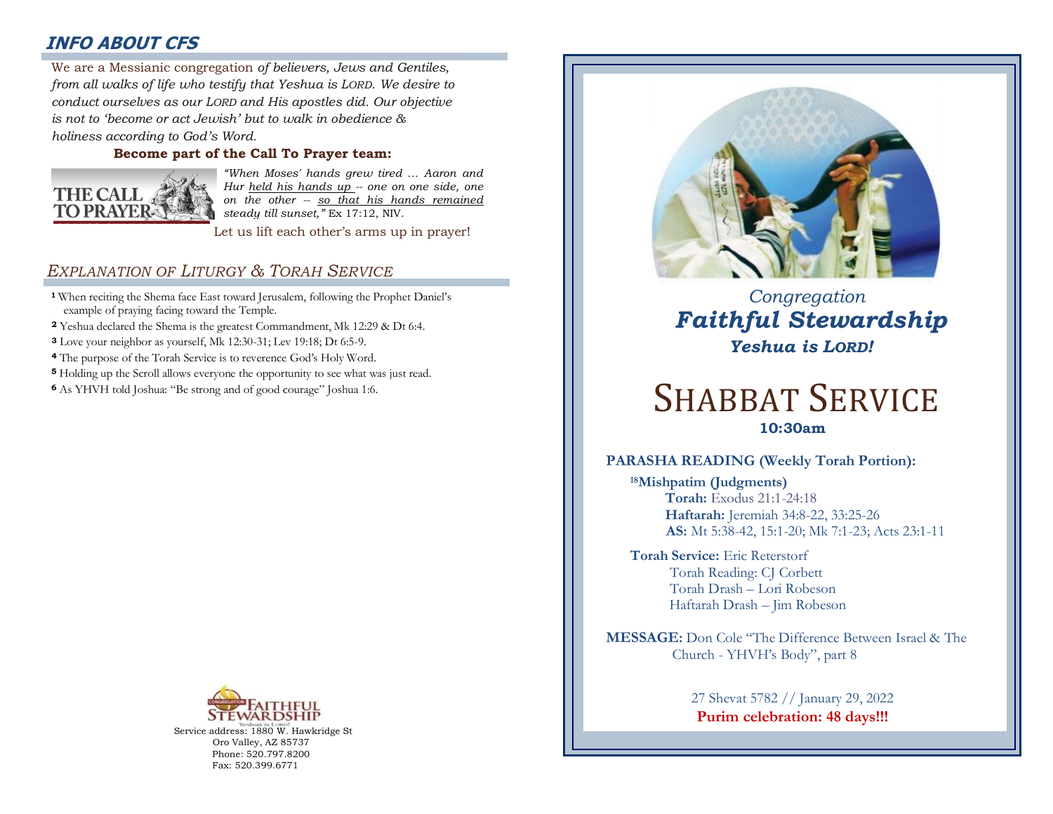## INFO ABOUT CFS

We are a Messianic congregation *of believers, Jews and Gentiles, from all walks of life who testify that Yeshua is LORD. We desire to conduct ourselves as our LORD and His apostles did. Our objective is not to 'become or act Jewish' but to walk in obedience & holiness according to God's Word.*

**Become part of the Call To Prayer team:**

THE CALL TO PRAYER

*"When Moses' hands grew tired … Aaron and Hur held his hands up -- one on one side, one on the other -- so that his hands remained steady till sunset,"* Ex 17:12, NIV.

Let us lift each other's arms up in prayer!

## *EXPLANATION OF LITURGY & TORAH SERVICE*

[1] When reciting the Shema face East toward Jerusalem, following the Prophet Daniel's example of praying facing toward the Temple.

[2] Yeshua declared the Shema is the greatest Commandment, Mk 12:29 & Dt 6:4.

[3] Love your neighbor as yourself, Mk 12:30-31; Lev 19:18; Dt 6:5-9.

[4] The purpose of the Torah Service is to reverence God's Holy Word.

[5] Holding up the Scroll allows everyone the opportunity to see what was just read.

[6] As YHVH told Joshua: "Be strong and of good courage" Joshua 1:6.

Congregation Faithful Stewardship
Yeshua is Lord!

Service address: 1880 W. Hawkridge St
Oro Valley, AZ 85737
Phone: 520.797.8200
Fax: 520.399.6771

*Congregation*
# *Faithful Stewardship*
***Yeshua is LORD!***

# SHABBAT SERVICE
**10:30am**

**PARASHA READING (Weekly Torah Portion):**

[18]**Mishpatim (Judgments)**
**Torah:** Exodus 21:1-24:18
**Haftarah:** Jeremiah 34:8-22, 33:25-26
**AS:** Mt 5:38-42, 15:1-20; Mk 7:1-23; Acts 23:1-11

**Torah Service:** Eric Reterstorf
Torah Reading: CJ Corbett
Torah Drash – Lori Robeson
Haftarah Drash – Jim Robeson

**MESSAGE:** Don Cole "The Difference Between Israel & The Church - YHVH's Body", part 8

27 Shevat 5782 // January 29, 2022
**Purim celebration: 48 days!!!**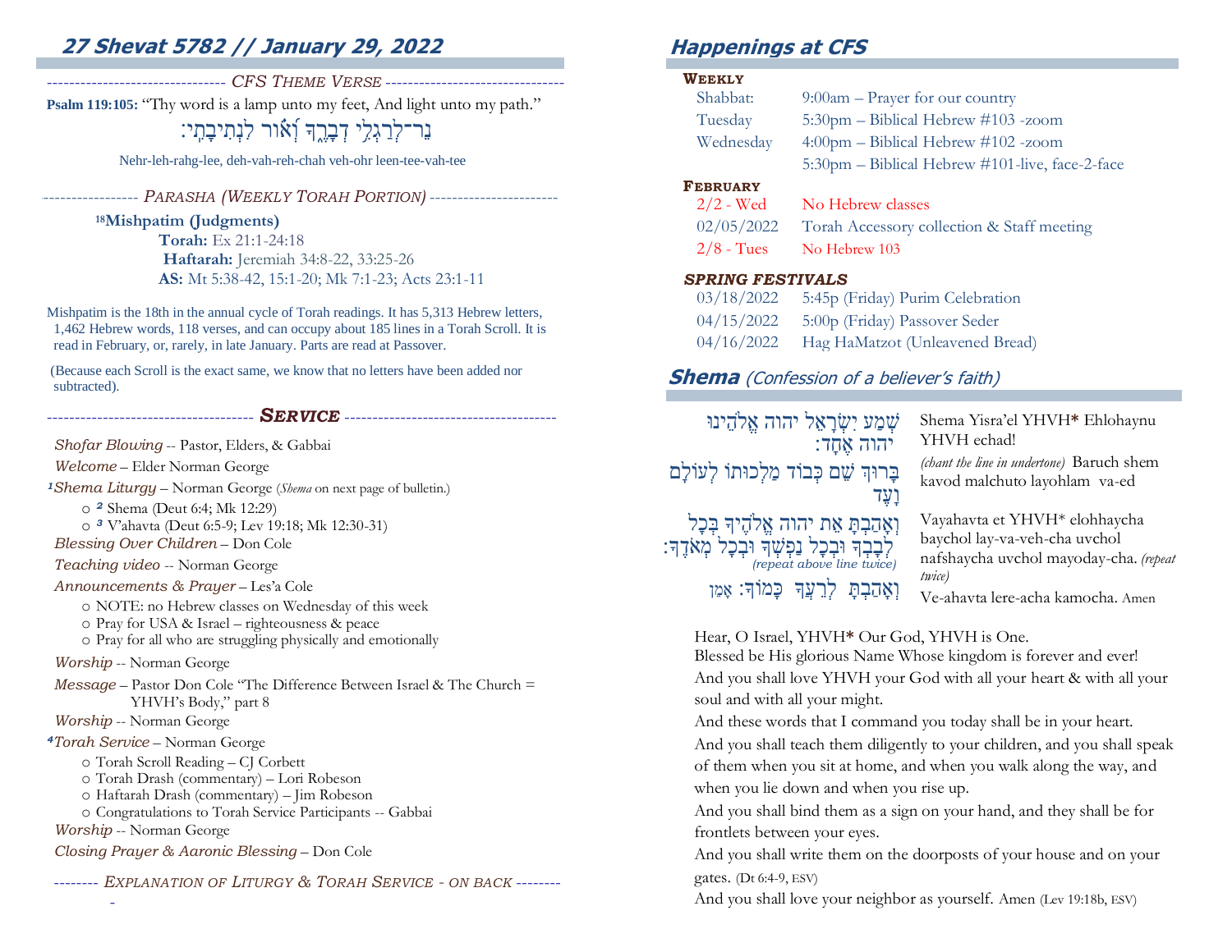## 27 Shevat 5782 // January 29, 2022

------------------------------- *CFS THEME VERSE* -------------------------------

**Psalm 119:105:** "Thy word is a lamp unto my feet, And light unto my path."

נֵר־לְרַגְלִ֥י דְבָרֶ֑ךָ וְ֝א֗וֹר לִנְתִיבָתִֽי׃

Nehr-leh-rahg-lee, deh-vah-reh-chah veh-ohr leen-tee-vah-tee

----------------- *PARASHA (WEEKLY TORAH PORTION)* ----------------------

[18]**Mishpatim (Judgments)**

**Torah:** Ex 21:1-24:18
**Haftarah:** Jeremiah 34:8-22, 33:25-26
**AS:** Mt 5:38-42, 15:1-20; Mk 7:1-23; Acts 23:1-11

Mishpatim is the 18th in the annual cycle of Torah readings. It has 5,313 Hebrew letters, 1,462 Hebrew words, 118 verses, and can occupy about 185 lines in a Torah Scroll. It is read in February, or, rarely, in late January. Parts are read at Passover.

(Because each Scroll is the exact same, we know that no letters have been added nor subtracted).

------------------------------------ ***SERVICE*** -------------------------------------

*Shofar Blowing* -- Pastor, Elders, & Gabbai

*Welcome* – Elder Norman George

[1]*Shema Liturgy* – Norman George (*Shema* on next page of bulletin.)

- [2] Shema (Deut 6:4; Mk 12:29)
- [3] V'ahavta (Deut 6:5-9; Lev 19:18; Mk 12:30-31)

*Blessing Over Children* – Don Cole

*Teaching video* -- Norman George

*Announcements & Prayer* – Les'a Cole

- NOTE: no Hebrew classes on Wednesday of this week
- Pray for USA & Israel – righteousness & peace
- Pray for all who are struggling physically and emotionally

*Worship* -- Norman George

*Message* – Pastor Don Cole "The Difference Between Israel & The Church = YHVH's Body," part 8

*Worship* -- Norman George

[4]*Torah Service* – Norman George

- Torah Scroll Reading – CJ Corbett
- Torah Drash (commentary) – Lori Robeson
- Haftarah Drash (commentary) – Jim Robeson
- Congratulations to Torah Service Participants -- Gabbai

*Worship* -- Norman George

*Closing Prayer & Aaronic Blessing* – Don Cole

-------- *EXPLANATION OF LITURGY & TORAH SERVICE - ON BACK* --------

## Happenings at CFS

**WEEKLY**

| | |
|---|---|
| Shabbat: | 9:00am – Prayer for our country |
| Tuesday | 5:30pm – Biblical Hebrew #103 -zoom |
| Wednesday | 4:00pm – Biblical Hebrew #102 -zoom |
| | 5:30pm – Biblical Hebrew #101-live, face-2-face |

**FEBRUARY**

| | |
|---|---|
| 2/2 - Wed | No Hebrew classes |
| 02/05/2022 | Torah Accessory collection & Staff meeting |
| 2/8 - Tues | No Hebrew 103 |

***SPRING FESTIVALS***

| | |
|---|---|
| 03/18/2022 | 5:45p (Friday) Purim Celebration |
| 04/15/2022 | 5:00p (Friday) Passover Seder |
| 04/16/2022 | Hag HaMatzot (Unleavened Bread) |

## Shema *(Confession of a believer's faith)*

שְׁמַע יִשְׂרָאֵל יהוה אֱלֹהֵינוּ יהוה אֶחָד׃

Shema Yisra'el YHVH* Ehlohaynu YHVH echad!

בָּרוּךְ שֵׁם כְּבוֹד מַלְכוּתוֹ לְעוֹלָם וָעֶד

*(chant the line in undertone)* Baruch shem kavod malchuto layohlam va-ed

וְאָהַבְתָּ אֵת יהוה אֱלֹהֶיךָ בְּכָל לְבָבְךָ וּבְכָל נַפְשְׁךָ וּבְכָל מְאֹדֶךָ׃ *(repeat above line twice)*

Vayahavta et YHVH* elohhaycha baychol lay-va-veh-cha uvchol nafshaycha uvchol mayoday-cha. *(repeat twice)*

וְאָהַבְתָּ לְרֵעֲךָ כָּמוֹךָ׃ אָמֵן

Ve-ahavta lere-acha kamocha. Amen

Hear, O Israel, YHVH* Our God, YHVH is One.

Blessed be His glorious Name Whose kingdom is forever and ever!

And you shall love YHVH your God with all your heart & with all your soul and with all your might.

And these words that I command you today shall be in your heart.

And you shall teach them diligently to your children, and you shall speak of them when you sit at home, and when you walk along the way, and when you lie down and when you rise up.

And you shall bind them as a sign on your hand, and they shall be for frontlets between your eyes.

And you shall write them on the doorposts of your house and on your gates. (Dt 6:4-9, ESV)

And you shall love your neighbor as yourself. Amen (Lev 19:18b, ESV)